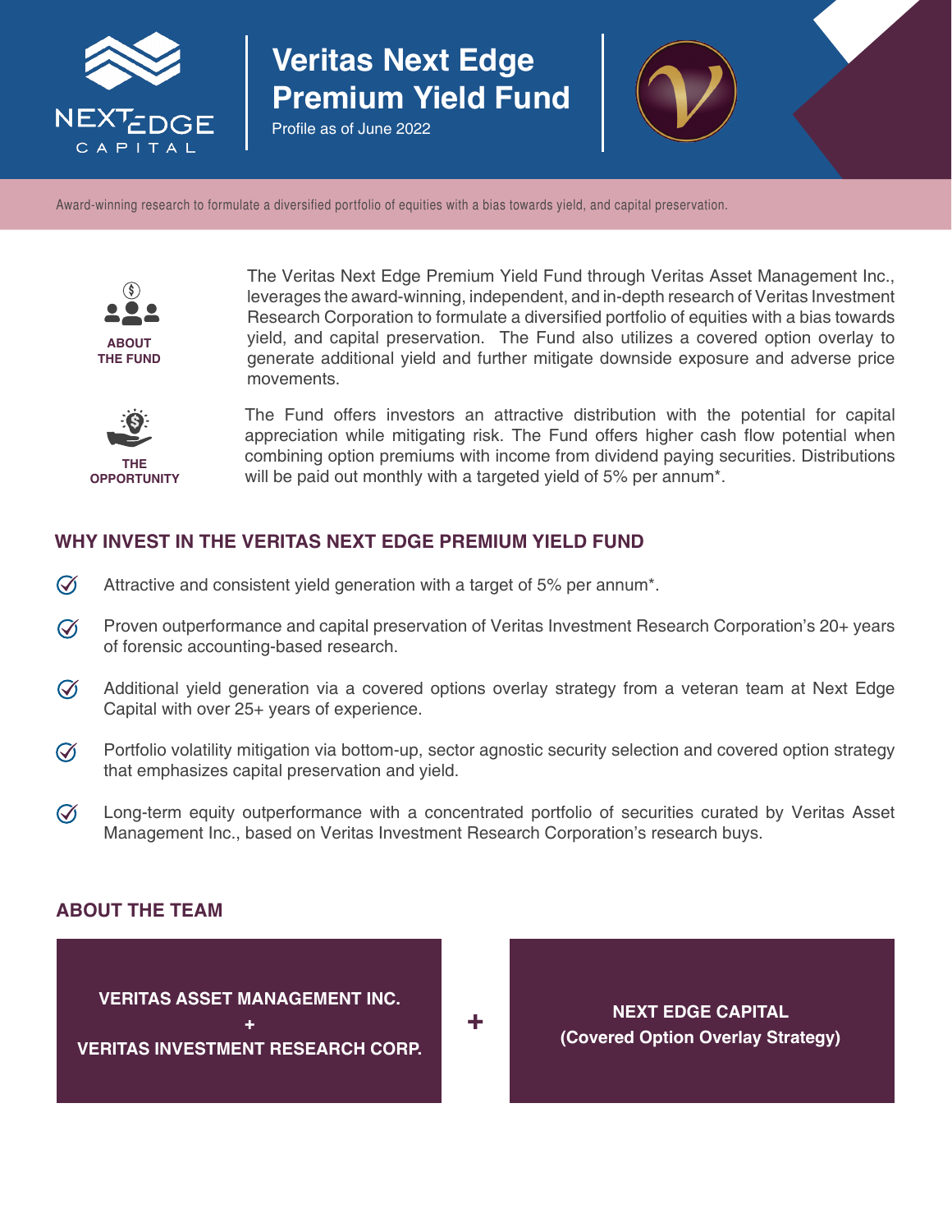NEXTEDGE CAPITAL

# Veritas Next Edge Premium Yield Fund

Profile as of June 2022

Award-winning research to formulate a diversified portfolio of equities with a bias towards yield, and capital preservation.

**ABOUT THE FUND**

The Veritas Next Edge Premium Yield Fund through Veritas Asset Management Inc., leverages the award-winning, independent, and in-depth research of Veritas Investment Research Corporation to formulate a diversified portfolio of equities with a bias towards yield, and capital preservation. The Fund also utilizes a covered option overlay to generate additional yield and further mitigate downside exposure and adverse price movements.

**THE OPPORTUNITY**

The Fund offers investors an attractive distribution with the potential for capital appreciation while mitigating risk. The Fund offers higher cash flow potential when combining option premiums with income from dividend paying securities. Distributions will be paid out monthly with a targeted yield of 5% per annum*.

## WHY INVEST IN THE VERITAS NEXT EDGE PREMIUM YIELD FUND

- Attractive and consistent yield generation with a target of 5% per annum*.
- Proven outperformance and capital preservation of Veritas Investment Research Corporation's 20+ years of forensic accounting-based research.
- Additional yield generation via a covered options overlay strategy from a veteran team at Next Edge Capital with over 25+ years of experience.
- Portfolio volatility mitigation via bottom-up, sector agnostic security selection and covered option strategy that emphasizes capital preservation and yield.
- Long-term equity outperformance with a concentrated portfolio of securities curated by Veritas Asset Management Inc., based on Veritas Investment Research Corporation's research buys.

## ABOUT THE TEAM

**VERITAS ASSET MANAGEMENT INC.**
**+**
**VERITAS INVESTMENT RESEARCH CORP.**

**+**

**NEXT EDGE CAPITAL**
**(Covered Option Overlay Strategy)**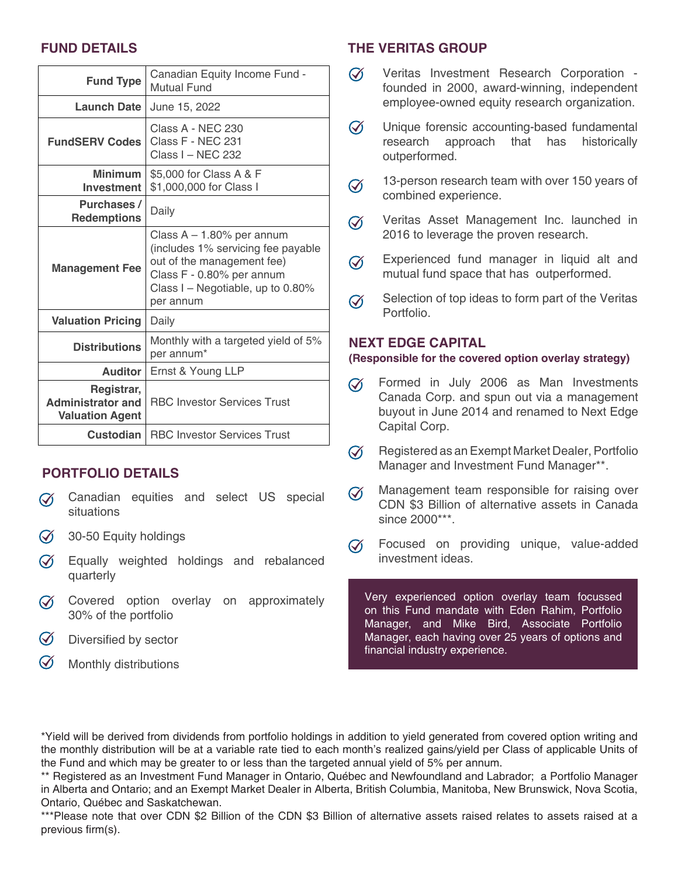## FUND DETAILS

| | |
|---|---|
| **Fund Type** | Canadian Equity Income Fund - Mutual Fund |
| **Launch Date** | June 15, 2022 |
| **FundSERV Codes** | Class A - NEC 230<br>Class F - NEC 231<br>Class I – NEC 232 |
| **Minimum Investment** | $5,000 for Class A & F<br>$1,000,000 for Class I |
| **Purchases / Redemptions** | Daily |
| **Management Fee** | Class A – 1.80% per annum (includes 1% servicing fee payable out of the management fee)<br>Class F - 0.80% per annum<br>Class I – Negotiable, up to 0.80% per annum |
| **Valuation Pricing** | Daily |
| **Distributions** | Monthly with a targeted yield of 5% per annum* |
| **Auditor** | Ernst & Young LLP |
| **Registrar, Administrator and Valuation Agent** | RBC Investor Services Trust |
| **Custodian** | RBC Investor Services Trust |

## PORTFOLIO DETAILS

- Canadian equities and select US special situations
- 30-50 Equity holdings
- Equally weighted holdings and rebalanced quarterly
- Covered option overlay on approximately 30% of the portfolio
- Diversified by sector
- Monthly distributions

## THE VERITAS GROUP

- Veritas Investment Research Corporation - founded in 2000, award-winning, independent employee-owned equity research organization.
- Unique forensic accounting-based fundamental research approach that has historically outperformed.
- 13-person research team with over 150 years of combined experience.
- Veritas Asset Management Inc. launched in 2016 to leverage the proven research.
- Experienced fund manager in liquid alt and mutual fund space that has outperformed.
- Selection of top ideas to form part of the Veritas Portfolio.

## NEXT EDGE CAPITAL

**(Responsible for the covered option overlay strategy)**

- Formed in July 2006 as Man Investments Canada Corp. and spun out via a management buyout in June 2014 and renamed to Next Edge Capital Corp.
- Registered as an Exempt Market Dealer, Portfolio Manager and Investment Fund Manager**.
- Management team responsible for raising over CDN $3 Billion of alternative assets in Canada since 2000***.
- Focused on providing unique, value-added investment ideas.

Very experienced option overlay team focussed on this Fund mandate with Eden Rahim, Portfolio Manager, and Mike Bird, Associate Portfolio Manager, each having over 25 years of options and financial industry experience.

*Yield will be derived from dividends from portfolio holdings in addition to yield generated from covered option writing and the monthly distribution will be at a variable rate tied to each month's realized gains/yield per Class of applicable Units of the Fund and which may be greater to or less than the targeted annual yield of 5% per annum.

** Registered as an Investment Fund Manager in Ontario, Québec and Newfoundland and Labrador; a Portfolio Manager in Alberta and Ontario; and an Exempt Market Dealer in Alberta, British Columbia, Manitoba, New Brunswick, Nova Scotia, Ontario, Québec and Saskatchewan.

***Please note that over CDN $2 Billion of the CDN $3 Billion of alternative assets raised relates to assets raised at a previous firm(s).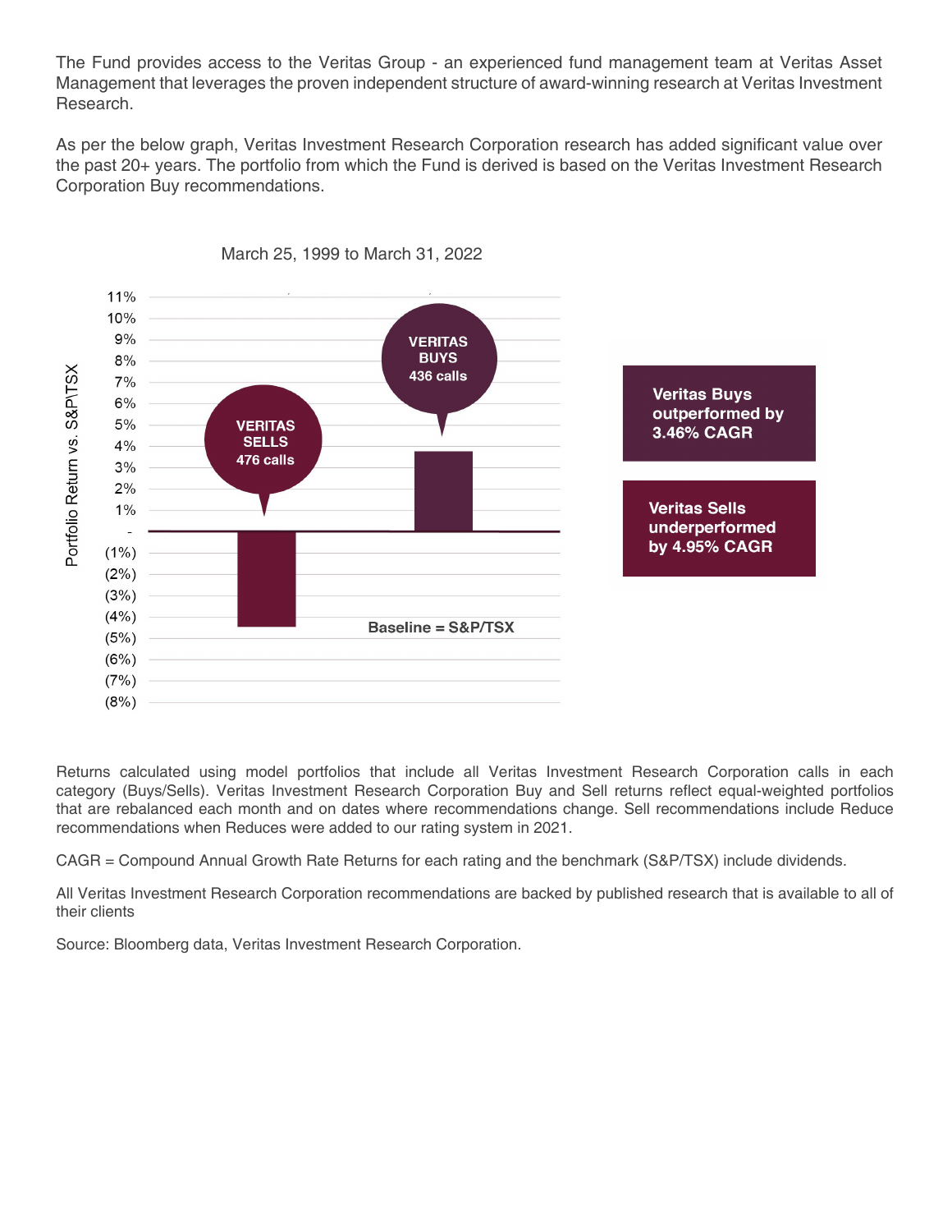The Fund provides access to the Veritas Group - an experienced fund management team at Veritas Asset Management that leverages the proven independent structure of award-winning research at Veritas Investment Research.

As per the below graph, Veritas Investment Research Corporation research has added significant value over the past 20+ years. The portfolio from which the Fund is derived is based on the Veritas Investment Research Corporation Buy recommendations.

March 25, 1999 to March 31, 2022

Portfolio Return vs. S&P\TSX

VERITAS SELLS 476 calls

VERITAS BUYS 436 calls

Baseline = S&P/TSX

**Veritas Buys outperformed by 3.46% CAGR**

**Veritas Sells underperformed by 4.95% CAGR**

Returns calculated using model portfolios that include all Veritas Investment Research Corporation calls in each category (Buys/Sells). Veritas Investment Research Corporation Buy and Sell returns reflect equal-weighted portfolios that are rebalanced each month and on dates where recommendations change. Sell recommendations include Reduce recommendations when Reduces were added to our rating system in 2021.

CAGR = Compound Annual Growth Rate Returns for each rating and the benchmark (S&P/TSX) include dividends.

All Veritas Investment Research Corporation recommendations are backed by published research that is available to all of their clients

Source: Bloomberg data, Veritas Investment Research Corporation.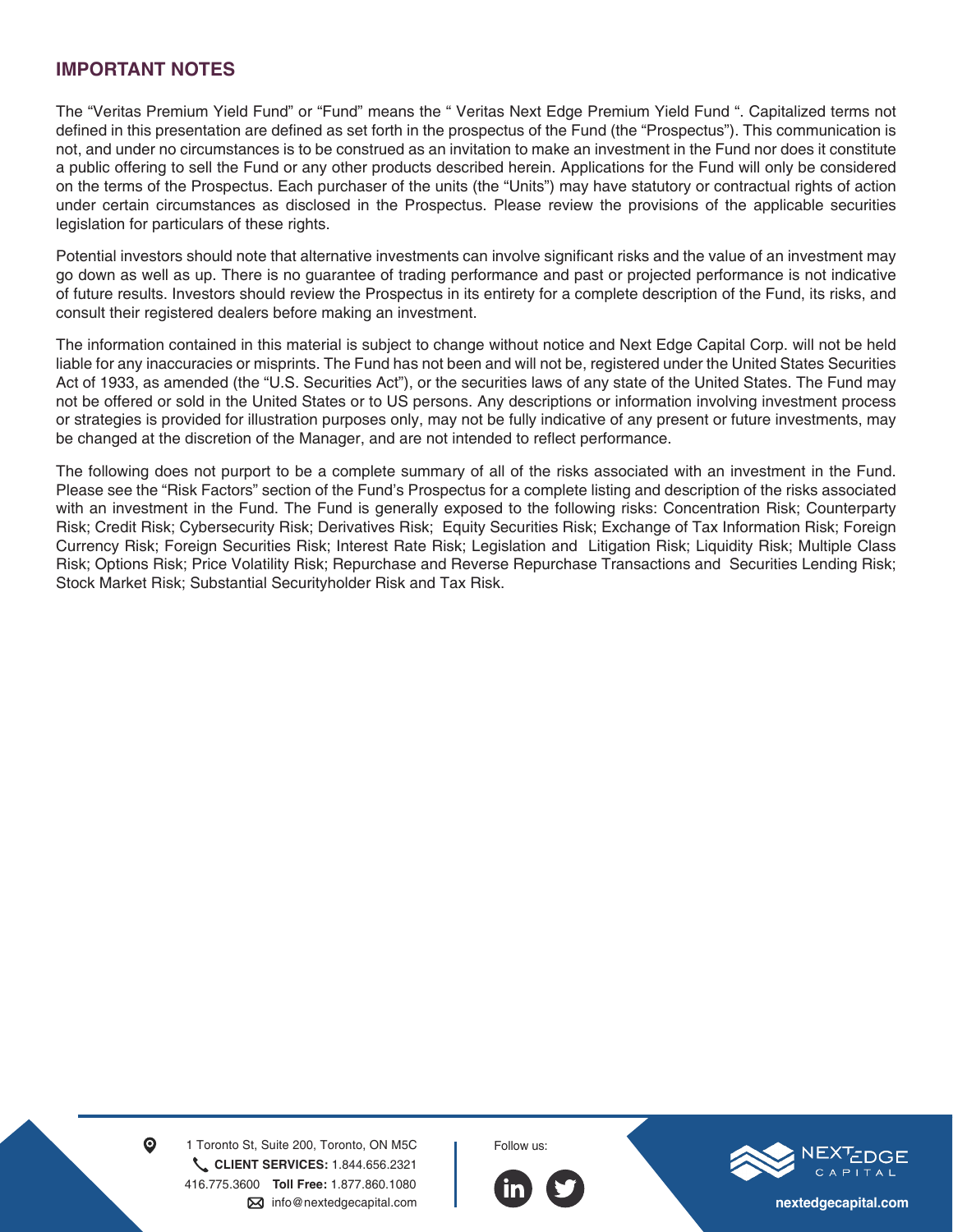## IMPORTANT NOTES

The "Veritas Premium Yield Fund" or "Fund" means the " Veritas Next Edge Premium Yield Fund ". Capitalized terms not defined in this presentation are defined as set forth in the prospectus of the Fund (the "Prospectus"). This communication is not, and under no circumstances is to be construed as an invitation to make an investment in the Fund nor does it constitute a public offering to sell the Fund or any other products described herein. Applications for the Fund will only be considered on the terms of the Prospectus. Each purchaser of the units (the "Units") may have statutory or contractual rights of action under certain circumstances as disclosed in the Prospectus. Please review the provisions of the applicable securities legislation for particulars of these rights.

Potential investors should note that alternative investments can involve significant risks and the value of an investment may go down as well as up. There is no guarantee of trading performance and past or projected performance is not indicative of future results. Investors should review the Prospectus in its entirety for a complete description of the Fund, its risks, and consult their registered dealers before making an investment.

The information contained in this material is subject to change without notice and Next Edge Capital Corp. will not be held liable for any inaccuracies or misprints. The Fund has not been and will not be, registered under the United States Securities Act of 1933, as amended (the "U.S. Securities Act"), or the securities laws of any state of the United States. The Fund may not be offered or sold in the United States or to US persons. Any descriptions or information involving investment process or strategies is provided for illustration purposes only, may not be fully indicative of any present or future investments, may be changed at the discretion of the Manager, and are not intended to reflect performance.

The following does not purport to be a complete summary of all of the risks associated with an investment in the Fund. Please see the "Risk Factors" section of the Fund's Prospectus for a complete listing and description of the risks associated with an investment in the Fund. The Fund is generally exposed to the following risks: Concentration Risk; Counterparty Risk; Credit Risk; Cybersecurity Risk; Derivatives Risk; Equity Securities Risk; Exchange of Tax Information Risk; Foreign Currency Risk; Foreign Securities Risk; Interest Rate Risk; Legislation and Litigation Risk; Liquidity Risk; Multiple Class Risk; Options Risk; Price Volatility Risk; Repurchase and Reverse Repurchase Transactions and Securities Lending Risk; Stock Market Risk; Substantial Securityholder Risk and Tax Risk.

1 Toronto St, Suite 200, Toronto, ON M5C
**CLIENT SERVICES:** 1.844.656.2321
416.775.3600 **Toll Free:** 1.877.860.1080
info@nextedgecapital.com

Follow us:

NEXT EDGE CAPITAL

**nextedgecapital.com**